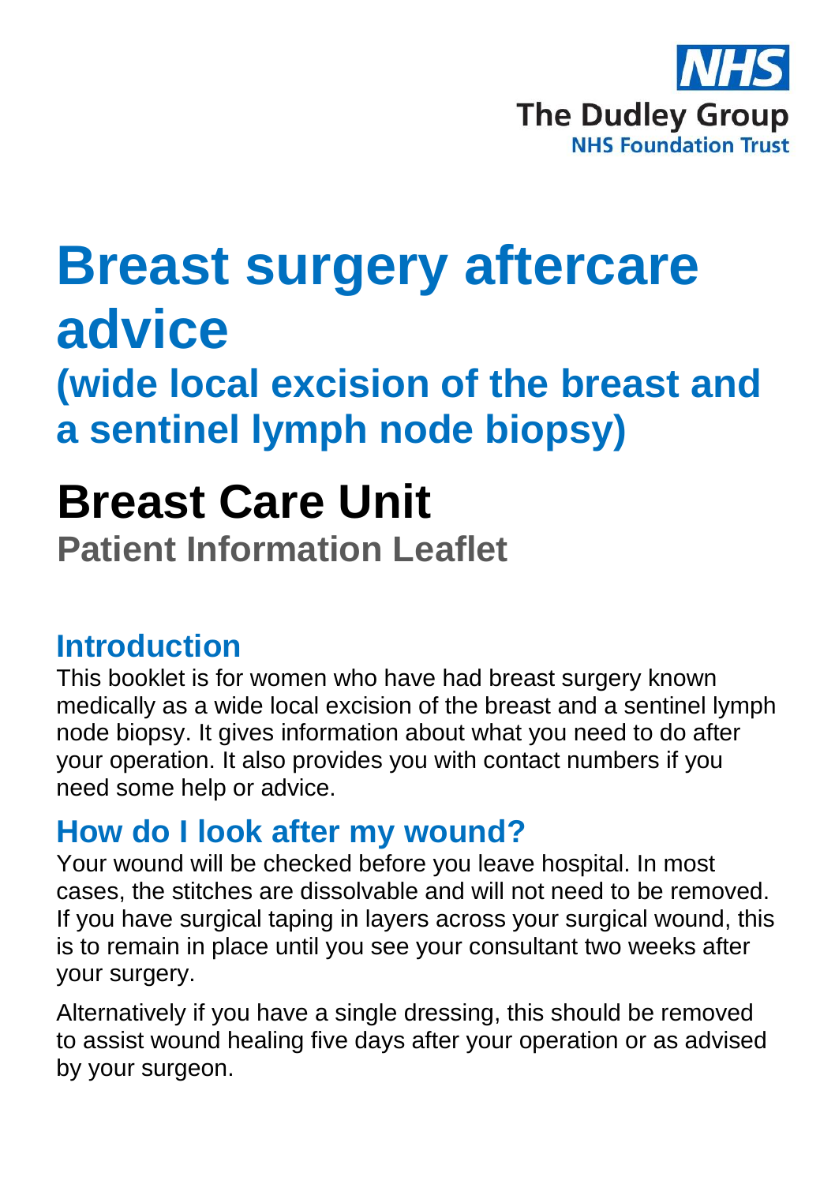NHS

The Dudley Group

NHS Foundation Trust

# Breast surgery aftercare advice

## (wide local excision of the breast and a sentinel lymph node biopsy)

# Breast Care Unit

**Patient Information Leaflet**

## Introduction

This booklet is for women who have had breast surgery known medically as a wide local excision of the breast and a sentinel lymph node biopsy. It gives information about what you need to do after your operation. It also provides you with contact numbers if you need some help or advice.

## How do I look after my wound?

Your wound will be checked before you leave hospital. In most cases, the stitches are dissolvable and will not need to be removed. If you have surgical taping in layers across your surgical wound, this is to remain in place until you see your consultant two weeks after your surgery.

Alternatively if you have a single dressing, this should be removed to assist wound healing five days after your operation or as advised by your surgeon.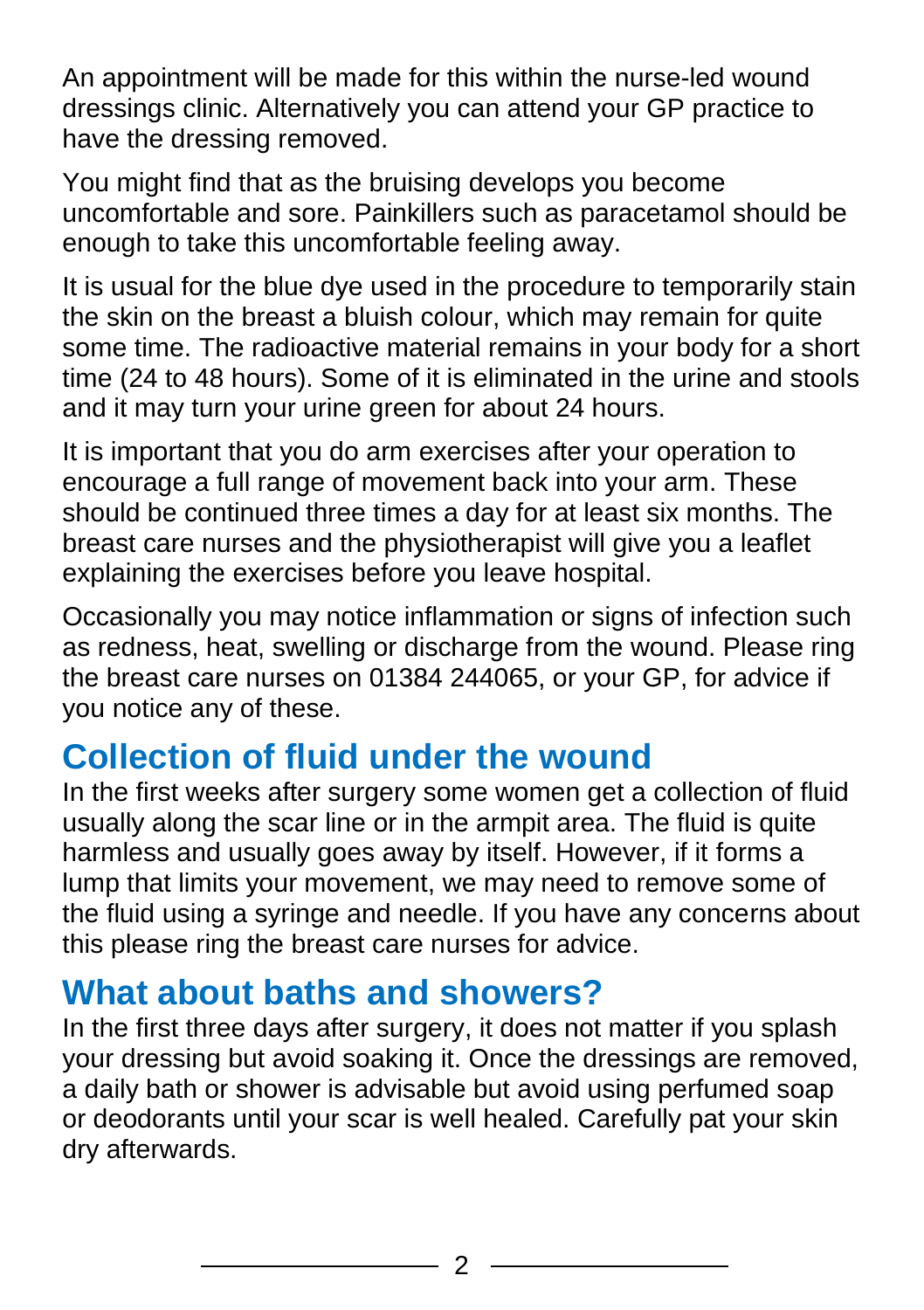An appointment will be made for this within the nurse-led wound dressings clinic. Alternatively you can attend your GP practice to have the dressing removed.

You might find that as the bruising develops you become uncomfortable and sore. Painkillers such as paracetamol should be enough to take this uncomfortable feeling away.

It is usual for the blue dye used in the procedure to temporarily stain the skin on the breast a bluish colour, which may remain for quite some time. The radioactive material remains in your body for a short time (24 to 48 hours). Some of it is eliminated in the urine and stools and it may turn your urine green for about 24 hours.

It is important that you do arm exercises after your operation to encourage a full range of movement back into your arm. These should be continued three times a day for at least six months. The breast care nurses and the physiotherapist will give you a leaflet explaining the exercises before you leave hospital.

Occasionally you may notice inflammation or signs of infection such as redness, heat, swelling or discharge from the wound. Please ring the breast care nurses on 01384 244065, or your GP, for advice if you notice any of these.

## Collection of fluid under the wound

In the first weeks after surgery some women get a collection of fluid usually along the scar line or in the armpit area. The fluid is quite harmless and usually goes away by itself. However, if it forms a lump that limits your movement, we may need to remove some of the fluid using a syringe and needle. If you have any concerns about this please ring the breast care nurses for advice.

## What about baths and showers?

In the first three days after surgery, it does not matter if you splash your dressing but avoid soaking it. Once the dressings are removed, a daily bath or shower is advisable but avoid using perfumed soap or deodorants until your scar is well healed. Carefully pat your skin dry afterwards.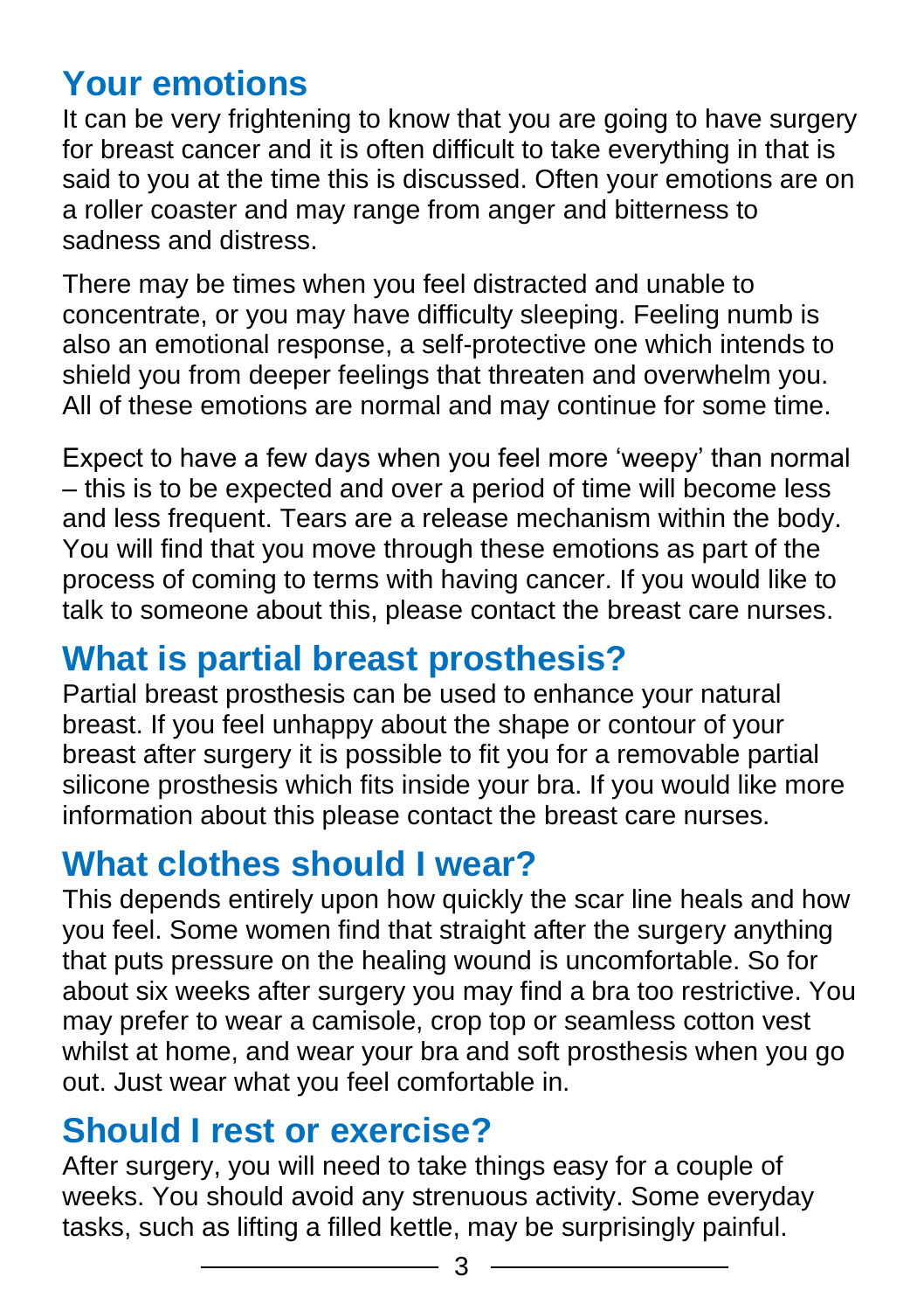## Your emotions

It can be very frightening to know that you are going to have surgery for breast cancer and it is often difficult to take everything in that is said to you at the time this is discussed. Often your emotions are on a roller coaster and may range from anger and bitterness to sadness and distress.

There may be times when you feel distracted and unable to concentrate, or you may have difficulty sleeping. Feeling numb is also an emotional response, a self-protective one which intends to shield you from deeper feelings that threaten and overwhelm you. All of these emotions are normal and may continue for some time.

Expect to have a few days when you feel more 'weepy' than normal – this is to be expected and over a period of time will become less and less frequent. Tears are a release mechanism within the body. You will find that you move through these emotions as part of the process of coming to terms with having cancer. If you would like to talk to someone about this, please contact the breast care nurses.

## What is partial breast prosthesis?

Partial breast prosthesis can be used to enhance your natural breast. If you feel unhappy about the shape or contour of your breast after surgery it is possible to fit you for a removable partial silicone prosthesis which fits inside your bra. If you would like more information about this please contact the breast care nurses.

## What clothes should I wear?

This depends entirely upon how quickly the scar line heals and how you feel. Some women find that straight after the surgery anything that puts pressure on the healing wound is uncomfortable. So for about six weeks after surgery you may find a bra too restrictive. You may prefer to wear a camisole, crop top or seamless cotton vest whilst at home, and wear your bra and soft prosthesis when you go out. Just wear what you feel comfortable in.

## Should I rest or exercise?

After surgery, you will need to take things easy for a couple of weeks. You should avoid any strenuous activity. Some everyday tasks, such as lifting a filled kettle, may be surprisingly painful.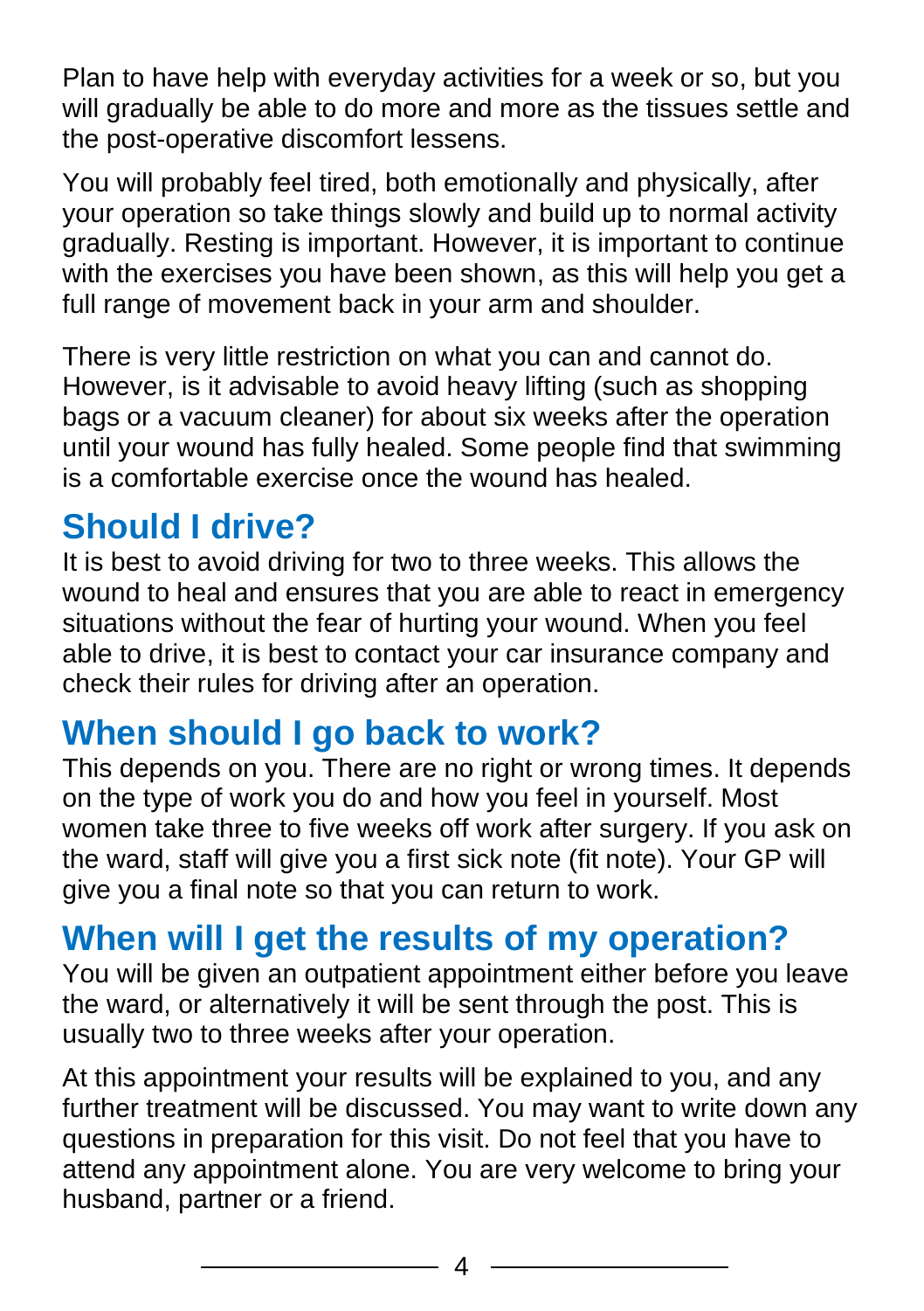Plan to have help with everyday activities for a week or so, but you will gradually be able to do more and more as the tissues settle and the post-operative discomfort lessens.

You will probably feel tired, both emotionally and physically, after your operation so take things slowly and build up to normal activity gradually. Resting is important. However, it is important to continue with the exercises you have been shown, as this will help you get a full range of movement back in your arm and shoulder.

There is very little restriction on what you can and cannot do. However, is it advisable to avoid heavy lifting (such as shopping bags or a vacuum cleaner) for about six weeks after the operation until your wound has fully healed. Some people find that swimming is a comfortable exercise once the wound has healed.

## Should I drive?

It is best to avoid driving for two to three weeks. This allows the wound to heal and ensures that you are able to react in emergency situations without the fear of hurting your wound. When you feel able to drive, it is best to contact your car insurance company and check their rules for driving after an operation.

## When should I go back to work?

This depends on you. There are no right or wrong times. It depends on the type of work you do and how you feel in yourself. Most women take three to five weeks off work after surgery. If you ask on the ward, staff will give you a first sick note (fit note). Your GP will give you a final note so that you can return to work.

## When will I get the results of my operation?

You will be given an outpatient appointment either before you leave the ward, or alternatively it will be sent through the post. This is usually two to three weeks after your operation.

At this appointment your results will be explained to you, and any further treatment will be discussed. You may want to write down any questions in preparation for this visit. Do not feel that you have to attend any appointment alone. You are very welcome to bring your husband, partner or a friend.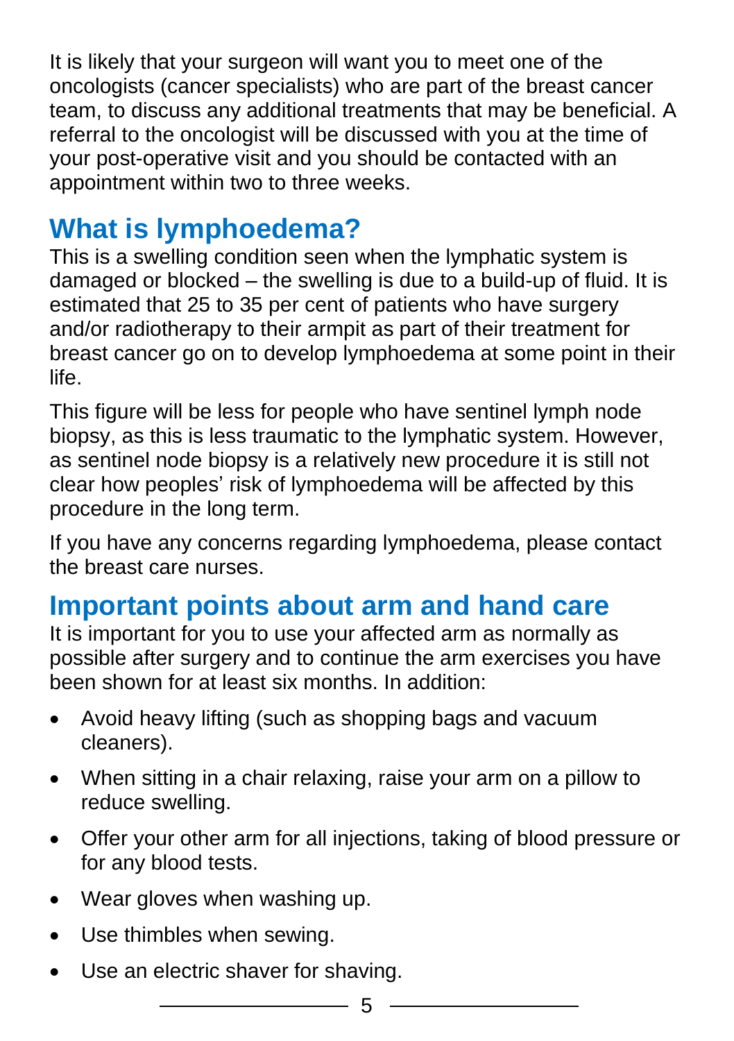It is likely that your surgeon will want you to meet one of the oncologists (cancer specialists) who are part of the breast cancer team, to discuss any additional treatments that may be beneficial. A referral to the oncologist will be discussed with you at the time of your post-operative visit and you should be contacted with an appointment within two to three weeks.

## What is lymphoedema?

This is a swelling condition seen when the lymphatic system is damaged or blocked – the swelling is due to a build-up of fluid. It is estimated that 25 to 35 per cent of patients who have surgery and/or radiotherapy to their armpit as part of their treatment for breast cancer go on to develop lymphoedema at some point in their life.

This figure will be less for people who have sentinel lymph node biopsy, as this is less traumatic to the lymphatic system. However, as sentinel node biopsy is a relatively new procedure it is still not clear how peoples' risk of lymphoedema will be affected by this procedure in the long term.

If you have any concerns regarding lymphoedema, please contact the breast care nurses.

## Important points about arm and hand care

It is important for you to use your affected arm as normally as possible after surgery and to continue the arm exercises you have been shown for at least six months. In addition:

- Avoid heavy lifting (such as shopping bags and vacuum cleaners).
- When sitting in a chair relaxing, raise your arm on a pillow to reduce swelling.
- Offer your other arm for all injections, taking of blood pressure or for any blood tests.
- Wear gloves when washing up.
- Use thimbles when sewing.
- Use an electric shaver for shaving.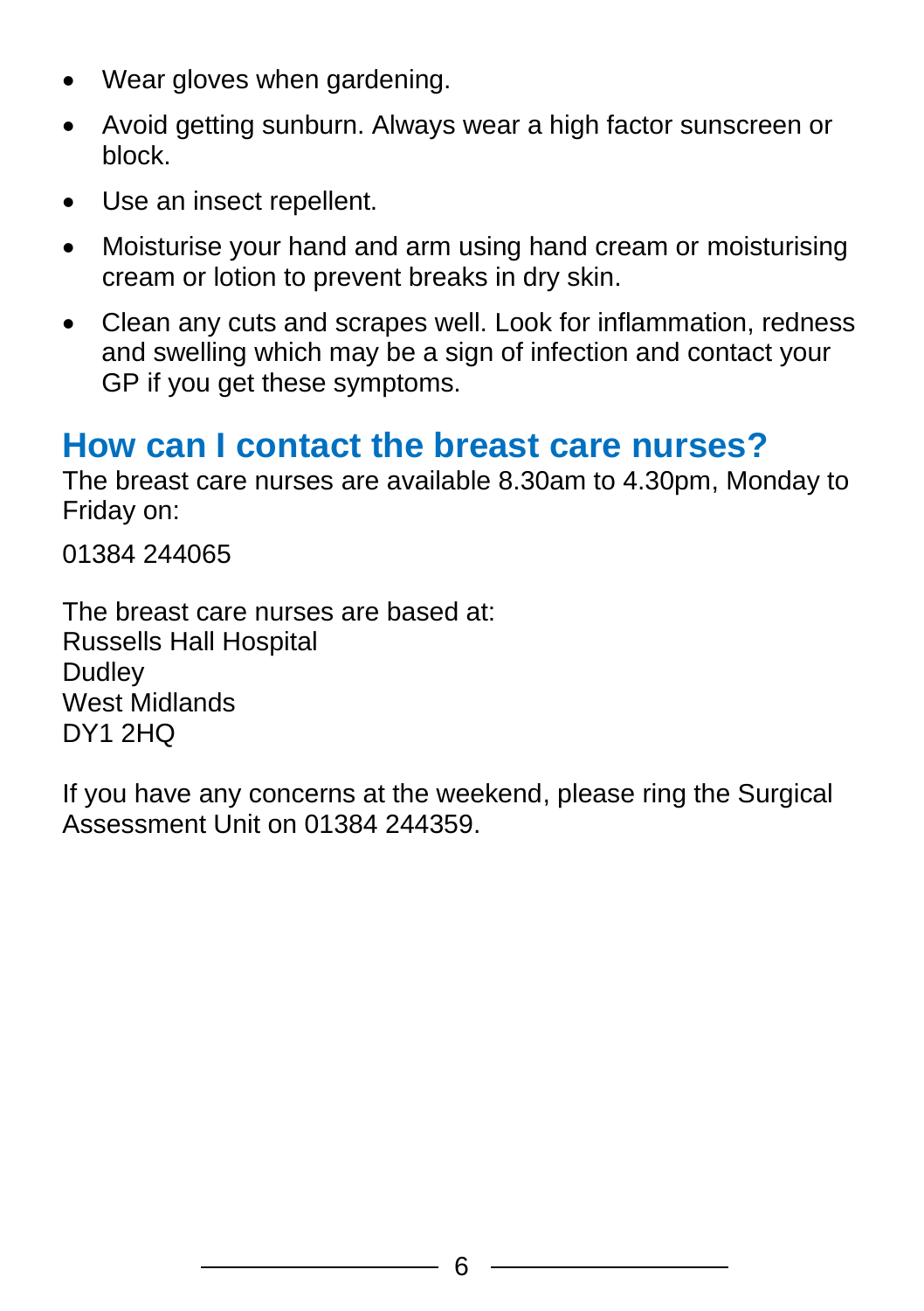- Wear gloves when gardening.
- Avoid getting sunburn. Always wear a high factor sunscreen or block.
- Use an insect repellent.
- Moisturise your hand and arm using hand cream or moisturising cream or lotion to prevent breaks in dry skin.
- Clean any cuts and scrapes well. Look for inflammation, redness and swelling which may be a sign of infection and contact your GP if you get these symptoms.

## How can I contact the breast care nurses?

The breast care nurses are available 8.30am to 4.30pm, Monday to Friday on:

01384 244065

The breast care nurses are based at:
Russells Hall Hospital
Dudley
West Midlands
DY1 2HQ

If you have any concerns at the weekend, please ring the Surgical Assessment Unit on 01384 244359.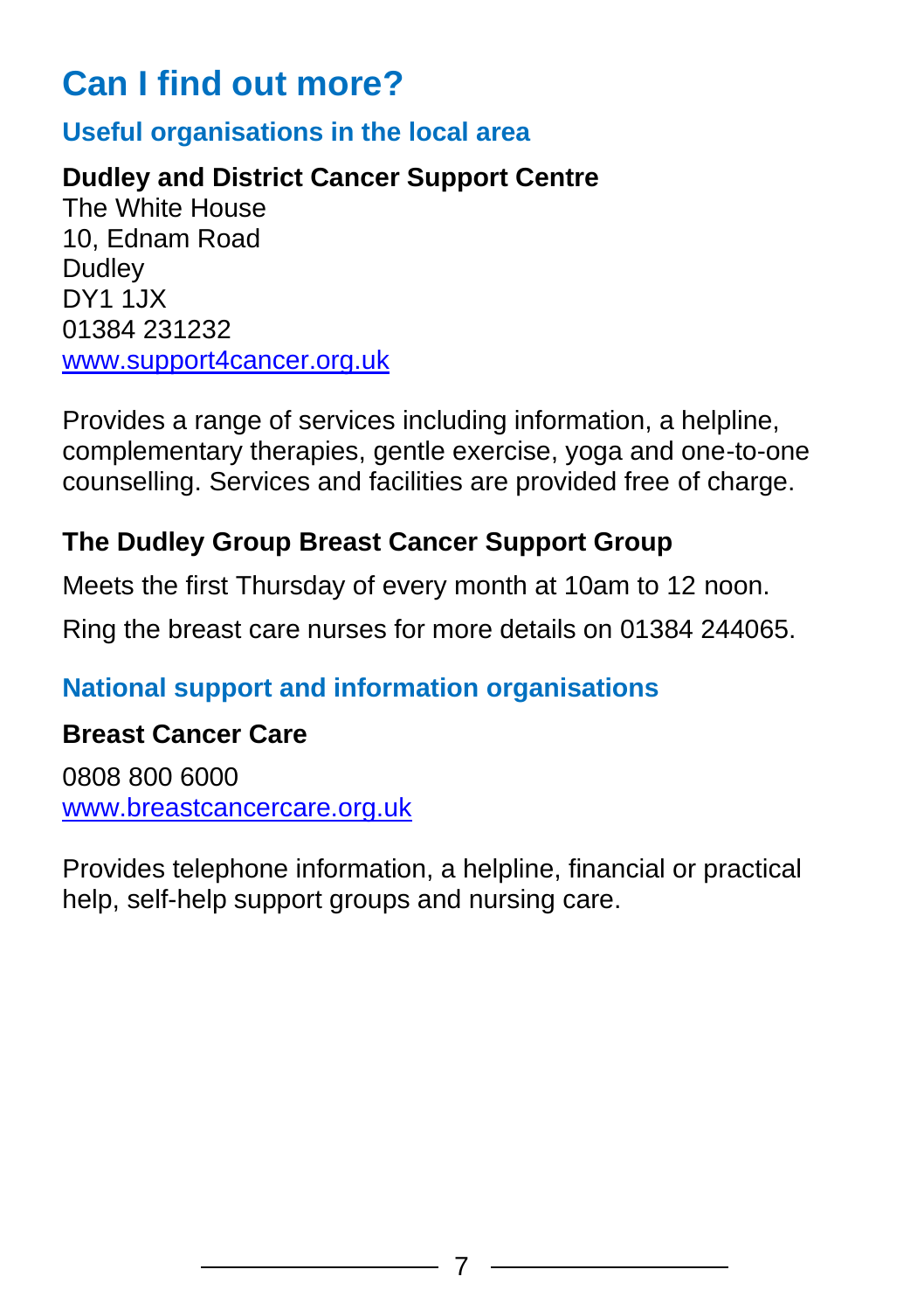# Can I find out more?

## Useful organisations in the local area

**Dudley and District Cancer Support Centre**
The White House
10, Ednam Road
Dudley
DY1 1JX
01384 231232
www.support4cancer.org.uk

Provides a range of services including information, a helpline, complementary therapies, gentle exercise, yoga and one-to-one counselling. Services and facilities are provided free of charge.

**The Dudley Group Breast Cancer Support Group**

Meets the first Thursday of every month at 10am to 12 noon.

Ring the breast care nurses for more details on 01384 244065.

## National support and information organisations

**Breast Cancer Care**

0808 800 6000
www.breastcancercare.org.uk

Provides telephone information, a helpline, financial or practical help, self-help support groups and nursing care.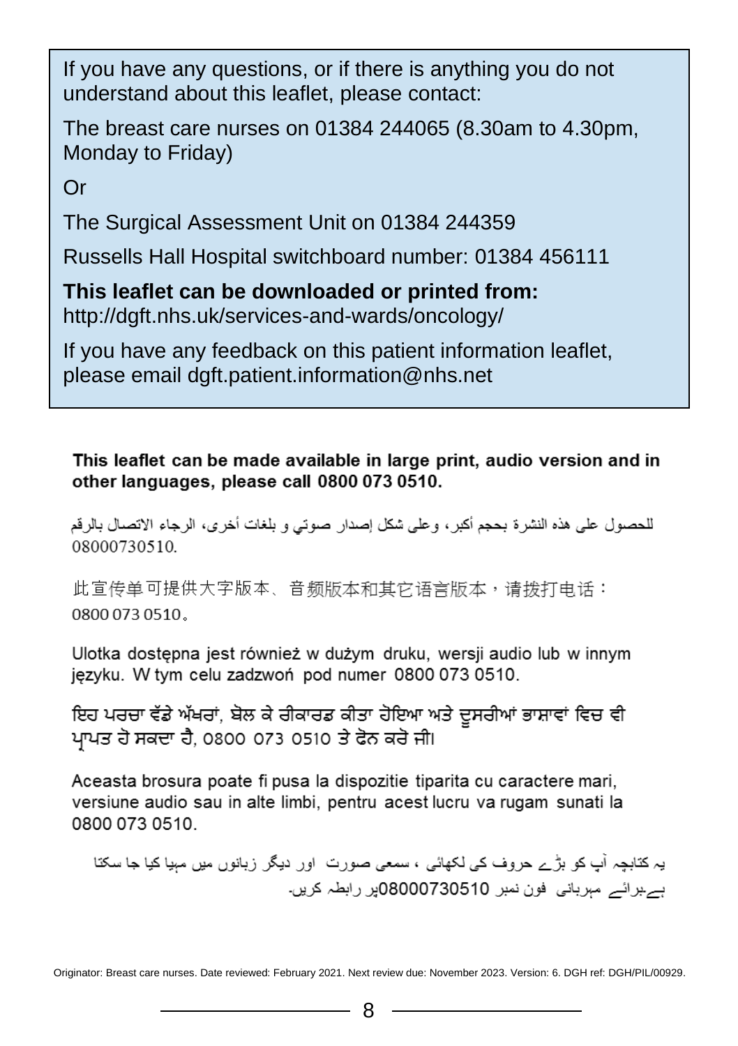If you have any questions, or if there is anything you do not understand about this leaflet, please contact:

The breast care nurses on 01384 244065 (8.30am to 4.30pm, Monday to Friday)

Or

The Surgical Assessment Unit on 01384 244359

Russells Hall Hospital switchboard number: 01384 456111

**This leaflet can be downloaded or printed from:**
http://dgft.nhs.uk/services-and-wards/oncology/

If you have any feedback on this patient information leaflet, please email dgft.patient.information@nhs.net

**This leaflet can be made available in large print, audio version and in other languages, please call 0800 073 0510.**

للحصول على هذه النشرة بحجم أكبر، وعلى شكل إصدار صوتي و بلغات أخرى، الرجاء الاتصال بالرقم 08000730510.

此宣传单可提供大字版本、音频版本和其它语言版本，请拨打电话：0800 073 0510。

Ulotka dostępna jest również w dużym druku, wersji audio lub w innym języku. W tym celu zadzwoń pod numer 0800 073 0510.

ਇਹ ਪਰਚਾ ਵੱਡੇ ਅੱਖਰਾਂ, ਬੋਲ ਕੇ ਰੀਕਾਰਡ ਕੀਤਾ ਹੋਇਆ ਅਤੇ ਦੂਸਰੀਆਂ ਭਾਸ਼ਾਵਾਂ ਵਿਚ ਵੀ ਪ੍ਰਾਪਤ ਹੋ ਸਕਦਾ ਹੈ, 0800 073 0510 ਤੇ ਫੋਨ ਕਰੋ ਜੀ।

Aceasta brosura poate fi pusa la dispozitie tiparita cu caractere mari, versiune audio sau in alte limbi, pentru acest lucru va rugam sunati la 0800 073 0510.

یہ کتابچہ آپ کو بڑے حروف کی لکھائی ، سمعی صورت اور دیگر زبانوں میں مہیا کیا جا سکتا ہےبرائے مہربانی فون نمبر 08000730510پر رابطہ کریں۔

Originator: Breast care nurses. Date reviewed: February 2021. Next review due: November 2023. Version: 6. DGH ref: DGH/PIL/00929.